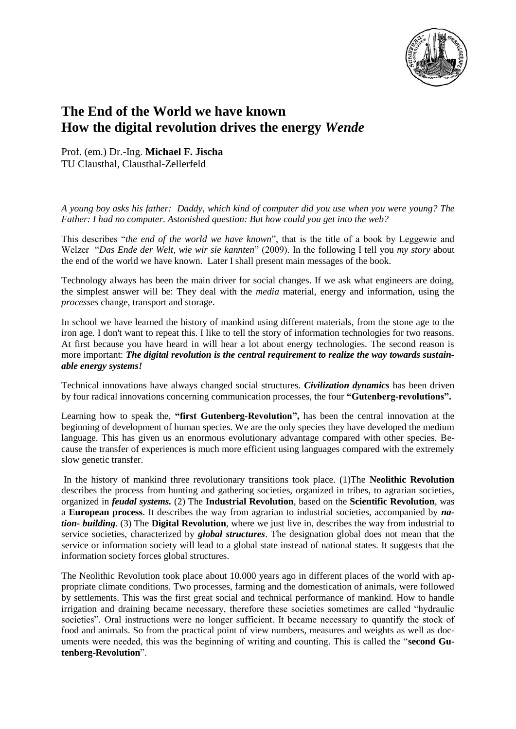# The End of the World we have known
# How the digital revolution drives the energy *Wende*

Prof. (em.) Dr.-Ing. **Michael F. Jischa**
TU Clausthal, Clausthal-Zellerfeld

*A young boy asks his father: Daddy, which kind of computer did you use when you were young? The Father: I had no computer. Astonished question: But how could you get into the web?*

This describes "*the end of the world we have known*", that is the title of a book by Leggewie and Welzer "*Das Ende der Welt, wie wir sie kannten*" (2009). In the following I tell you *my story* about the end of the world we have known. Later I shall present main messages of the book.

Technology always has been the main driver for social changes. If we ask what engineers are doing, the simplest answer will be: They deal with the *media* material, energy and information, using the *processes* change, transport and storage.

In school we have learned the history of mankind using different materials, from the stone age to the iron age. I don't want to repeat this. I like to tell the story of information technologies for two reasons. At first because you have heard in will hear a lot about energy technologies. The second reason is more important: ***The digital revolution is the central requirement to realize the way towards sustainable energy systems!***

Technical innovations have always changed social structures. ***Civilization dynamics*** has been driven by four radical innovations concerning communication processes, the four **"Gutenberg-revolutions".**

Learning how to speak the, **"first Gutenberg-Revolution",** has been the central innovation at the beginning of development of human species. We are the only species they have developed the medium language. This has given us an enormous evolutionary advantage compared with other species. Because the transfer of experiences is much more efficient using languages compared with the extremely slow genetic transfer.

In the history of mankind three revolutionary transitions took place. (1)The **Neolithic Revolution** describes the process from hunting and gathering societies, organized in tribes, to agrarian societies, organized in ***feudal systems.*** (2) The **Industrial Revolution**, based on the **Scientific Revolution**, was a **European process**. It describes the way from agrarian to industrial societies, accompanied by ***nation- building***. (3) The **Digital Revolution**, where we just live in, describes the way from industrial to service societies, characterized by ***global structures***. The designation global does not mean that the service or information society will lead to a global state instead of national states. It suggests that the information society forces global structures.

The Neolithic Revolution took place about 10.000 years ago in different places of the world with appropriate climate conditions. Two processes, farming and the domestication of animals, were followed by settlements. This was the first great social and technical performance of mankind. How to handle irrigation and draining became necessary, therefore these societies sometimes are called "hydraulic societies". Oral instructions were no longer sufficient. It became necessary to quantify the stock of food and animals. So from the practical point of view numbers, measures and weights as well as documents were needed, this was the beginning of writing and counting. This is called the "**second Gutenberg-Revolution**".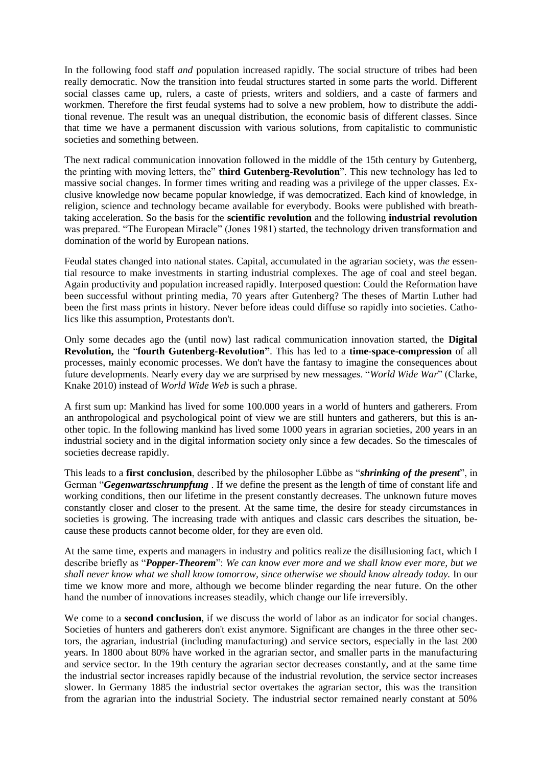In the following food staff *and* population increased rapidly. The social structure of tribes had been really democratic. Now the transition into feudal structures started in some parts the world. Different social classes came up, rulers, a caste of priests, writers and soldiers, and a caste of farmers and workmen. Therefore the first feudal systems had to solve a new problem, how to distribute the additional revenue. The result was an unequal distribution, the economic basis of different classes. Since that time we have a permanent discussion with various solutions, from capitalistic to communistic societies and something between.

The next radical communication innovation followed in the middle of the 15th century by Gutenberg, the printing with moving letters, the" **third Gutenberg-Revolution**". This new technology has led to massive social changes. In former times writing and reading was a privilege of the upper classes. Exclusive knowledge now became popular knowledge, if was democratized. Each kind of knowledge, in religion, science and technology became available for everybody. Books were published with breathtaking acceleration. So the basis for the **scientific revolution** and the following **industrial revolution** was prepared. "The European Miracle" (Jones 1981) started, the technology driven transformation and domination of the world by European nations.

Feudal states changed into national states. Capital, accumulated in the agrarian society, was *the* essential resource to make investments in starting industrial complexes. The age of coal and steel began. Again productivity and population increased rapidly. Interposed question: Could the Reformation have been successful without printing media, 70 years after Gutenberg? The theses of Martin Luther had been the first mass prints in history. Never before ideas could diffuse so rapidly into societies. Catholics like this assumption, Protestants don't.

Only some decades ago the (until now) last radical communication innovation started, the **Digital Revolution,** the "**fourth Gutenberg-Revolution"**. This has led to a **time-space-compression** of all processes, mainly economic processes. We don't have the fantasy to imagine the consequences about future developments. Nearly every day we are surprised by new messages. "*World Wide War*" (Clarke, Knake 2010) instead of *World Wide Web* is such a phrase.

A first sum up: Mankind has lived for some 100.000 years in a world of hunters and gatherers. From an anthropological and psychological point of view we are still hunters and gatherers, but this is another topic. In the following mankind has lived some 1000 years in agrarian societies, 200 years in an industrial society and in the digital information society only since a few decades. So the timescales of societies decrease rapidly.

This leads to a **first conclusion**, described by the philosopher Lübbe as "***shrinking of the present***", in German "***Gegenwartsschrumpfung*** . If we define the present as the length of time of constant life and working conditions, then our lifetime in the present constantly decreases. The unknown future moves constantly closer and closer to the present. At the same time, the desire for steady circumstances in societies is growing. The increasing trade with antiques and classic cars describes the situation, because these products cannot become older, for they are even old.

At the same time, experts and managers in industry and politics realize the disillusioning fact, which I describe briefly as "***Popper-Theorem***": *We can know ever more and we shall know ever more, but we shall never know what we shall know tomorrow, since otherwise we should know already today.* In our time we know more and more, although we become blinder regarding the near future. On the other hand the number of innovations increases steadily, which change our life irreversibly.

We come to a **second conclusion**, if we discuss the world of labor as an indicator for social changes. Societies of hunters and gatherers don't exist anymore. Significant are changes in the three other sectors, the agrarian, industrial (including manufacturing) and service sectors, especially in the last 200 years. In 1800 about 80% have worked in the agrarian sector, and smaller parts in the manufacturing and service sector. In the 19th century the agrarian sector decreases constantly, and at the same time the industrial sector increases rapidly because of the industrial revolution, the service sector increases slower. In Germany 1885 the industrial sector overtakes the agrarian sector, this was the transition from the agrarian into the industrial Society. The industrial sector remained nearly constant at 50%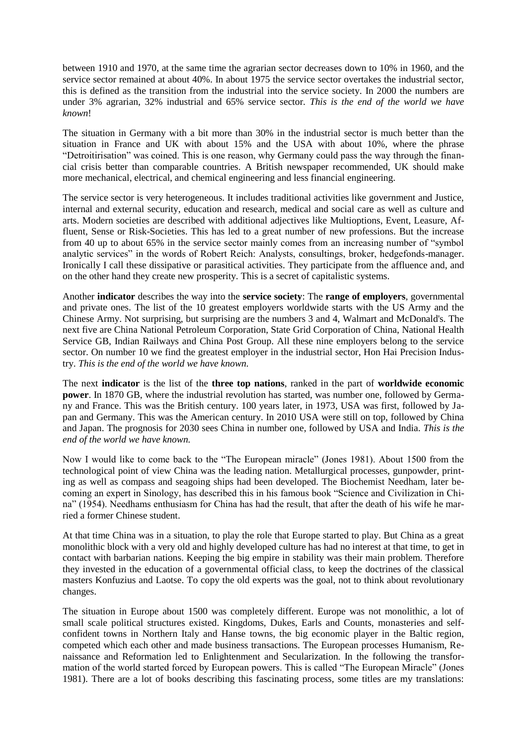between 1910 and 1970, at the same time the agrarian sector decreases down to 10% in 1960, and the service sector remained at about 40%. In about 1975 the service sector overtakes the industrial sector, this is defined as the transition from the industrial into the service society. In 2000 the numbers are under 3% agrarian, 32% industrial and 65% service sector. *This is the end of the world we have known*!

The situation in Germany with a bit more than 30% in the industrial sector is much better than the situation in France and UK with about 15% and the USA with about 10%, where the phrase "Detroitirisation" was coined. This is one reason, why Germany could pass the way through the financial crisis better than comparable countries. A British newspaper recommended, UK should make more mechanical, electrical, and chemical engineering and less financial engineering.

The service sector is very heterogeneous. It includes traditional activities like government and Justice, internal and external security, education and research, medical and social care as well as culture and arts. Modern societies are described with additional adjectives like Multioptions, Event, Leasure, Affluent, Sense or Risk-Societies. This has led to a great number of new professions. But the increase from 40 up to about 65% in the service sector mainly comes from an increasing number of "symbol analytic services" in the words of Robert Reich: Analysts, consultings, broker, hedgefonds-manager. Ironically I call these dissipative or parasitical activities. They participate from the affluence and, and on the other hand they create new prosperity. This is a secret of capitalistic systems.

Another **indicator** describes the way into the **service society**: The **range of employers**, governmental and private ones. The list of the 10 greatest employers worldwide starts with the US Army and the Chinese Army. Not surprising, but surprising are the numbers 3 and 4, Walmart and McDonald's. The next five are China National Petroleum Corporation, State Grid Corporation of China, National Health Service GB, Indian Railways and China Post Group. All these nine employers belong to the service sector. On number 10 we find the greatest employer in the industrial sector, Hon Hai Precision Industry. *This is the end of the world we have known.*

The next **indicator** is the list of the **three top nations**, ranked in the part of **worldwide economic power**. In 1870 GB, where the industrial revolution has started, was number one, followed by Germany and France. This was the British century. 100 years later, in 1973, USA was first, followed by Japan and Germany. This was the American century. In 2010 USA were still on top, followed by China and Japan. The prognosis for 2030 sees China in number one, followed by USA and India. *This is the end of the world we have known.*

Now I would like to come back to the "The European miracle" (Jones 1981). About 1500 from the technological point of view China was the leading nation. Metallurgical processes, gunpowder, printing as well as compass and seagoing ships had been developed. The Biochemist Needham, later becoming an expert in Sinology, has described this in his famous book "Science and Civilization in China" (1954). Needhams enthusiasm for China has had the result, that after the death of his wife he married a former Chinese student.

At that time China was in a situation, to play the role that Europe started to play. But China as a great monolithic block with a very old and highly developed culture has had no interest at that time, to get in contact with barbarian nations. Keeping the big empire in stability was their main problem. Therefore they invested in the education of a governmental official class, to keep the doctrines of the classical masters Konfuzius and Laotse. To copy the old experts was the goal, not to think about revolutionary changes.

The situation in Europe about 1500 was completely different. Europe was not monolithic, a lot of small scale political structures existed. Kingdoms, Dukes, Earls and Counts, monasteries and self-confident towns in Northern Italy and Hanse towns, the big economic player in the Baltic region, competed which each other and made business transactions. The European processes Humanism, Renaissance and Reformation led to Enlightenment and Secularization. In the following the transformation of the world started forced by European powers. This is called "The European Miracle" (Jones 1981). There are a lot of books describing this fascinating process, some titles are my translations: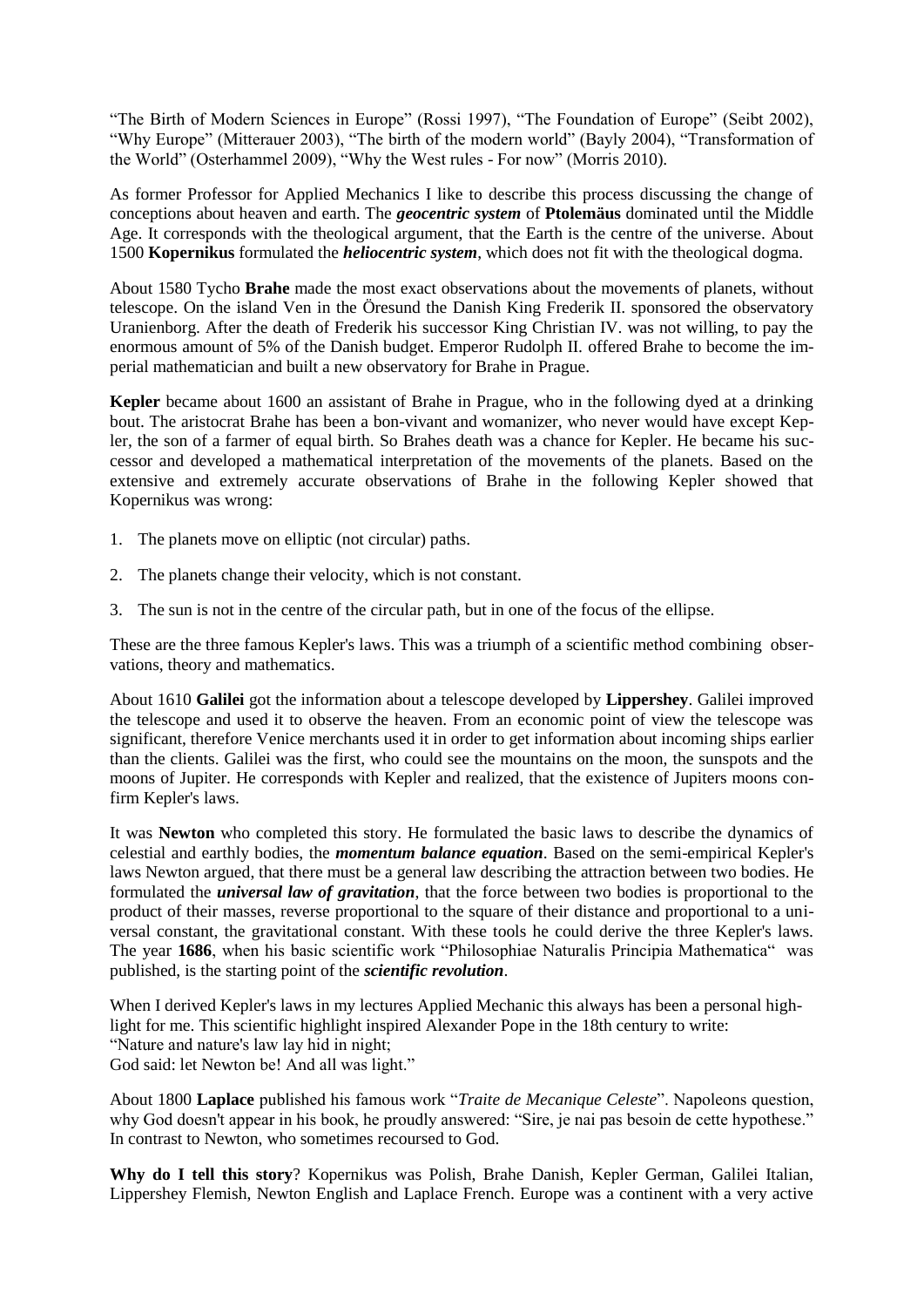"The Birth of Modern Sciences in Europe" (Rossi 1997), "The Foundation of Europe" (Seibt 2002), "Why Europe" (Mitterauer 2003), "The birth of the modern world" (Bayly 2004), "Transformation of the World" (Osterhammel 2009), "Why the West rules - For now" (Morris 2010).

As former Professor for Applied Mechanics I like to describe this process discussing the change of conceptions about heaven and earth. The ***geocentric system*** of **Ptolemäus** dominated until the Middle Age. It corresponds with the theological argument, that the Earth is the centre of the universe. About 1500 **Kopernikus** formulated the ***heliocentric system***, which does not fit with the theological dogma.

About 1580 Tycho **Brahe** made the most exact observations about the movements of planets, without telescope. On the island Ven in the Öresund the Danish King Frederik II. sponsored the observatory Uranienborg. After the death of Frederik his successor King Christian IV. was not willing, to pay the enormous amount of 5% of the Danish budget. Emperor Rudolph II. offered Brahe to become the imperial mathematician and built a new observatory for Brahe in Prague.

**Kepler** became about 1600 an assistant of Brahe in Prague, who in the following dyed at a drinking bout. The aristocrat Brahe has been a bon-vivant and womanizer, who never would have except Kepler, the son of a farmer of equal birth. So Brahes death was a chance for Kepler. He became his successor and developed a mathematical interpretation of the movements of the planets. Based on the extensive and extremely accurate observations of Brahe in the following Kepler showed that Kopernikus was wrong:

1. The planets move on elliptic (not circular) paths.
2. The planets change their velocity, which is not constant.
3. The sun is not in the centre of the circular path, but in one of the focus of the ellipse.

These are the three famous Kepler's laws. This was a triumph of a scientific method combining observations, theory and mathematics.

About 1610 **Galilei** got the information about a telescope developed by **Lippershey**. Galilei improved the telescope and used it to observe the heaven. From an economic point of view the telescope was significant, therefore Venice merchants used it in order to get information about incoming ships earlier than the clients. Galilei was the first, who could see the mountains on the moon, the sunspots and the moons of Jupiter. He corresponds with Kepler and realized, that the existence of Jupiters moons confirm Kepler's laws.

It was **Newton** who completed this story. He formulated the basic laws to describe the dynamics of celestial and earthly bodies, the ***momentum balance equation***. Based on the semi-empirical Kepler's laws Newton argued, that there must be a general law describing the attraction between two bodies. He formulated the ***universal law of gravitation***, that the force between two bodies is proportional to the product of their masses, reverse proportional to the square of their distance and proportional to a universal constant, the gravitational constant. With these tools he could derive the three Kepler's laws. The year **1686**, when his basic scientific work "Philosophiae Naturalis Principia Mathematica" was published, is the starting point of the ***scientific revolution***.

When I derived Kepler's laws in my lectures Applied Mechanic this always has been a personal highlight for me. This scientific highlight inspired Alexander Pope in the 18th century to write:
"Nature and nature's law lay hid in night;
God said: let Newton be! And all was light."

About 1800 **Laplace** published his famous work "*Traite de Mecanique Celeste*". Napoleons question, why God doesn't appear in his book, he proudly answered: "Sire, je nai pas besoin de cette hypothese." In contrast to Newton, who sometimes recoursed to God.

**Why do I tell this story**? Kopernikus was Polish, Brahe Danish, Kepler German, Galilei Italian, Lippershey Flemish, Newton English and Laplace French. Europe was a continent with a very active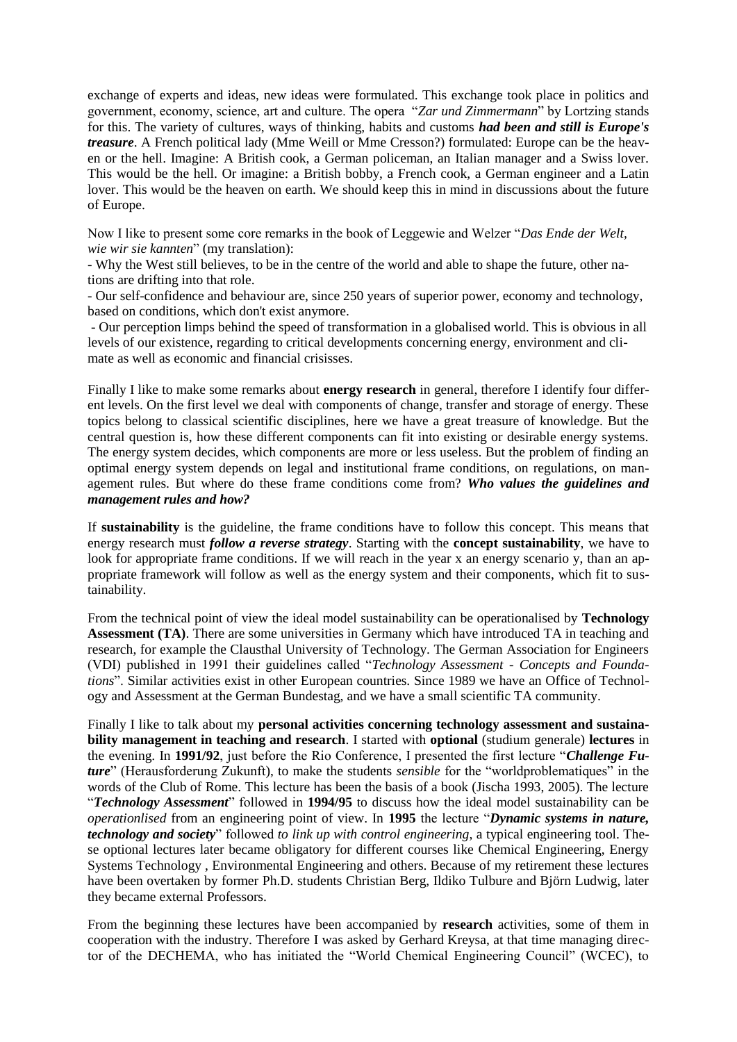exchange of experts and ideas, new ideas were formulated. This exchange took place in politics and government, economy, science, art and culture. The opera "*Zar und Zimmermann*" by Lortzing stands for this. The variety of cultures, ways of thinking, habits and customs ***had been and still is Europe's treasure***. A French political lady (Mme Weill or Mme Cresson?) formulated: Europe can be the heaven or the hell. Imagine: A British cook, a German policeman, an Italian manager and a Swiss lover. This would be the hell. Or imagine: a British bobby, a French cook, a German engineer and a Latin lover. This would be the heaven on earth. We should keep this in mind in discussions about the future of Europe.

Now I like to present some core remarks in the book of Leggewie and Welzer "*Das Ende der Welt, wie wir sie kannten*" (my translation):

- Why the West still believes, to be in the centre of the world and able to shape the future, other nations are drifting into that role.
- Our self-confidence and behaviour are, since 250 years of superior power, economy and technology, based on conditions, which don't exist anymore.
- Our perception limps behind the speed of transformation in a globalised world. This is obvious in all levels of our existence, regarding to critical developments concerning energy, environment and climate as well as economic and financial crisisses.

Finally I like to make some remarks about **energy research** in general, therefore I identify four different levels. On the first level we deal with components of change, transfer and storage of energy. These topics belong to classical scientific disciplines, here we have a great treasure of knowledge. But the central question is, how these different components can fit into existing or desirable energy systems. The energy system decides, which components are more or less useless. But the problem of finding an optimal energy system depends on legal and institutional frame conditions, on regulations, on management rules. But where do these frame conditions come from? ***Who values the guidelines and management rules and how?***

If **sustainability** is the guideline, the frame conditions have to follow this concept. This means that energy research must ***follow a reverse strategy***. Starting with the **concept sustainability**, we have to look for appropriate frame conditions. If we will reach in the year x an energy scenario y, than an appropriate framework will follow as well as the energy system and their components, which fit to sustainability.

From the technical point of view the ideal model sustainability can be operationalised by **Technology Assessment (TA)**. There are some universities in Germany which have introduced TA in teaching and research, for example the Clausthal University of Technology. The German Association for Engineers (VDI) published in 1991 their guidelines called "*Technology Assessment - Concepts and Foundations*". Similar activities exist in other European countries. Since 1989 we have an Office of Technology and Assessment at the German Bundestag, and we have a small scientific TA community.

Finally I like to talk about my **personal activities concerning technology assessment and sustainability management in teaching and research**. I started with **optional** (studium generale) **lectures** in the evening. In **1991/92**, just before the Rio Conference, I presented the first lecture "***Challenge Future***" (Herausforderung Zukunft), to make the students *sensible* for the "worldproblematiques" in the words of the Club of Rome. This lecture has been the basis of a book (Jischa 1993, 2005). The lecture "***Technology Assessment***" followed in **1994/95** to discuss how the ideal model sustainability can be *operationlised* from an engineering point of view. In **1995** the lecture "***Dynamic systems in nature, technology and society***" followed *to link up with control engineering*, a typical engineering tool. These optional lectures later became obligatory for different courses like Chemical Engineering, Energy Systems Technology , Environmental Engineering and others. Because of my retirement these lectures have been overtaken by former Ph.D. students Christian Berg, Ildiko Tulbure and Björn Ludwig, later they became external Professors.

From the beginning these lectures have been accompanied by **research** activities, some of them in cooperation with the industry. Therefore I was asked by Gerhard Kreysa, at that time managing director of the DECHEMA, who has initiated the "World Chemical Engineering Council" (WCEC), to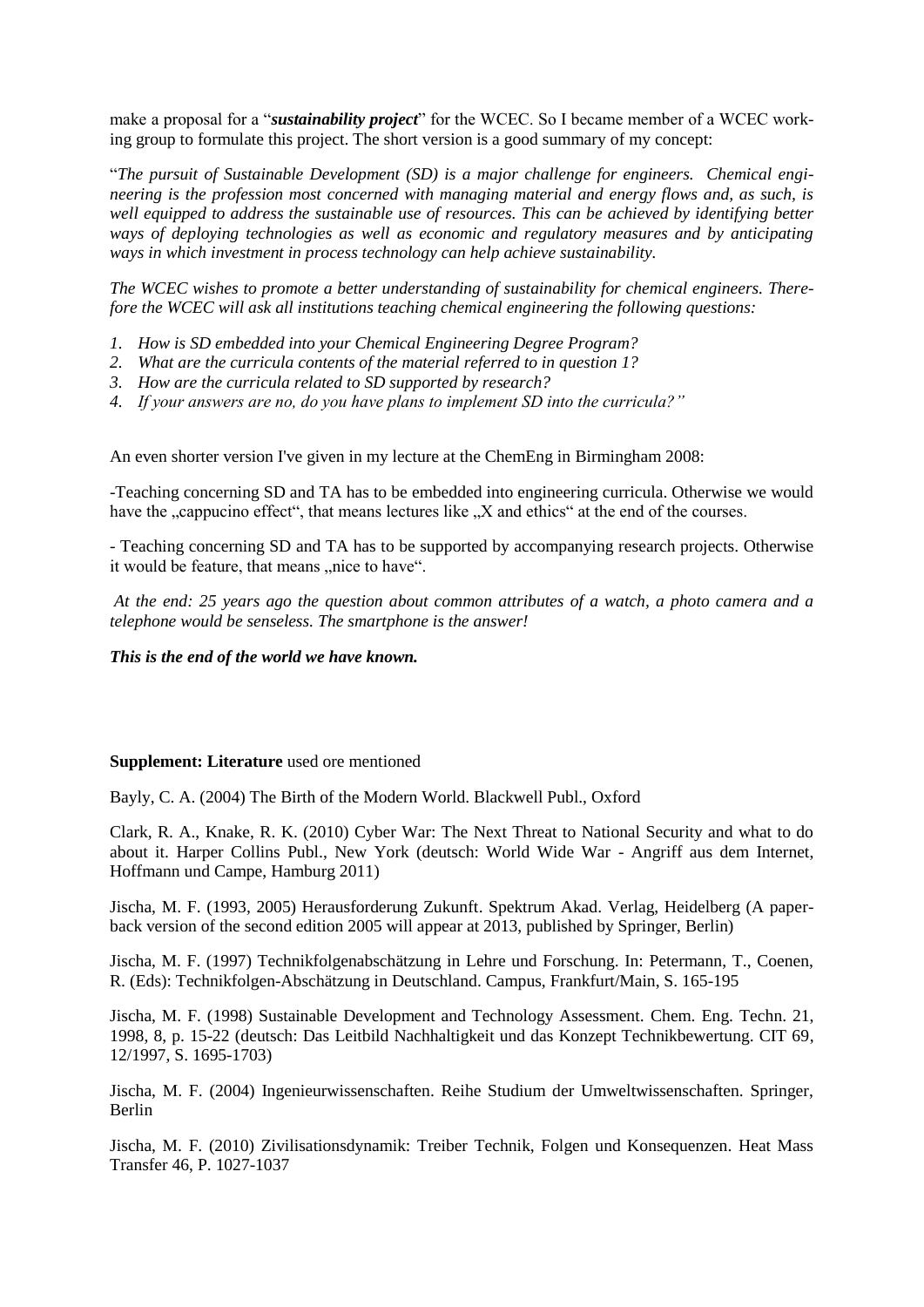make a proposal for a "***sustainability project***" for the WCEC. So I became member of a WCEC working group to formulate this project. The short version is a good summary of my concept:

"*The pursuit of Sustainable Development (SD) is a major challenge for engineers. Chemical engineering is the profession most concerned with managing material and energy flows and, as such, is well equipped to address the sustainable use of resources. This can be achieved by identifying better ways of deploying technologies as well as economic and regulatory measures and by anticipating ways in which investment in process technology can help achieve sustainability.*

*The WCEC wishes to promote a better understanding of sustainability for chemical engineers. Therefore the WCEC will ask all institutions teaching chemical engineering the following questions:*

1. *How is SD embedded into your Chemical Engineering Degree Program?*
2. *What are the curricula contents of the material referred to in question 1?*
3. *How are the curricula related to SD supported by research?*
4. *If your answers are no, do you have plans to implement SD into the curricula?"*

An even shorter version I've given in my lecture at the ChemEng in Birmingham 2008:

-Teaching concerning SD and TA has to be embedded into engineering curricula. Otherwise we would have the „cappucino effect", that means lectures like „X and ethics" at the end of the courses.

- Teaching concerning SD and TA has to be supported by accompanying research projects. Otherwise it would be feature, that means „nice to have".

*At the end: 25 years ago the question about common attributes of a watch, a photo camera and a telephone would be senseless. The smartphone is the answer!*

***This is the end of the world we have known.***

**Supplement: Literature** used ore mentioned

Bayly, C. A. (2004) The Birth of the Modern World. Blackwell Publ., Oxford

Clark, R. A., Knake, R. K. (2010) Cyber War: The Next Threat to National Security and what to do about it. Harper Collins Publ., New York (deutsch: World Wide War - Angriff aus dem Internet, Hoffmann und Campe, Hamburg 2011)

Jischa, M. F. (1993, 2005) Herausforderung Zukunft. Spektrum Akad. Verlag, Heidelberg (A paperback version of the second edition 2005 will appear at 2013, published by Springer, Berlin)

Jischa, M. F. (1997) Technikfolgenabschätzung in Lehre und Forschung. In: Petermann, T., Coenen, R. (Eds): Technikfolgen-Abschätzung in Deutschland. Campus, Frankfurt/Main, S. 165-195

Jischa, M. F. (1998) Sustainable Development and Technology Assessment. Chem. Eng. Techn. 21, 1998, 8, p. 15-22 (deutsch: Das Leitbild Nachhaltigkeit und das Konzept Technikbewertung. CIT 69, 12/1997, S. 1695-1703)

Jischa, M. F. (2004) Ingenieurwissenschaften. Reihe Studium der Umweltwissenschaften. Springer, Berlin

Jischa, M. F. (2010) Zivilisationsdynamik: Treiber Technik, Folgen und Konsequenzen. Heat Mass Transfer 46, P. 1027-1037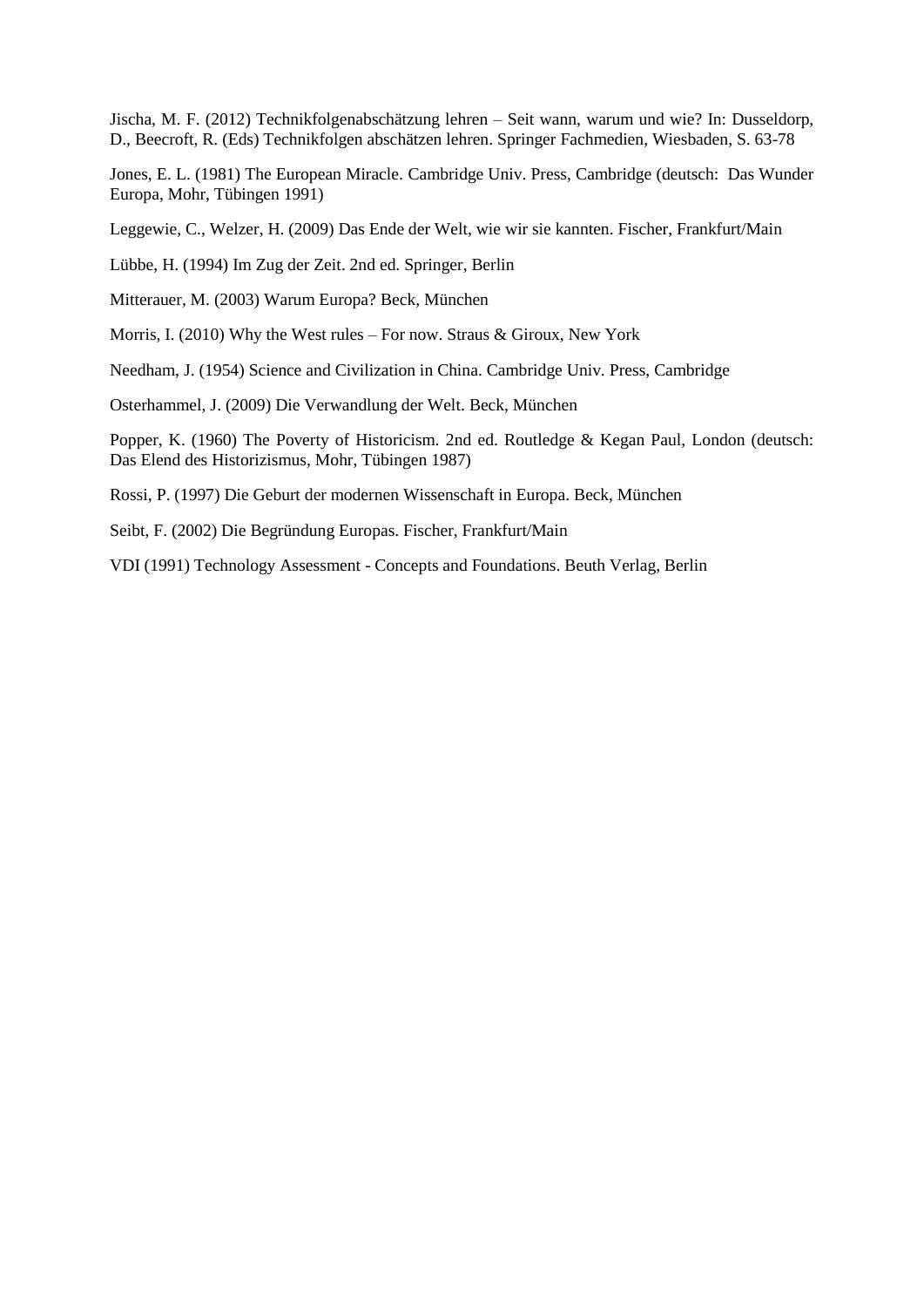Jischa, M. F. (2012) Technikfolgenabschätzung lehren – Seit wann, warum und wie? In: Dusseldorp, D., Beecroft, R. (Eds) Technikfolgen abschätzen lehren. Springer Fachmedien, Wiesbaden, S. 63-78

Jones, E. L. (1981) The European Miracle. Cambridge Univ. Press, Cambridge (deutsch: Das Wunder Europa, Mohr, Tübingen 1991)

Leggewie, C., Welzer, H. (2009) Das Ende der Welt, wie wir sie kannten. Fischer, Frankfurt/Main

Lübbe, H. (1994) Im Zug der Zeit. 2nd ed. Springer, Berlin

Mitterauer, M. (2003) Warum Europa? Beck, München

Morris, I. (2010) Why the West rules – For now. Straus & Giroux, New York

Needham, J. (1954) Science and Civilization in China. Cambridge Univ. Press, Cambridge

Osterhammel, J. (2009) Die Verwandlung der Welt. Beck, München

Popper, K. (1960) The Poverty of Historicism. 2nd ed. Routledge & Kegan Paul, London (deutsch: Das Elend des Historizismus, Mohr, Tübingen 1987)

Rossi, P. (1997) Die Geburt der modernen Wissenschaft in Europa. Beck, München

Seibt, F. (2002) Die Begründung Europas. Fischer, Frankfurt/Main

VDI (1991) Technology Assessment - Concepts and Foundations. Beuth Verlag, Berlin